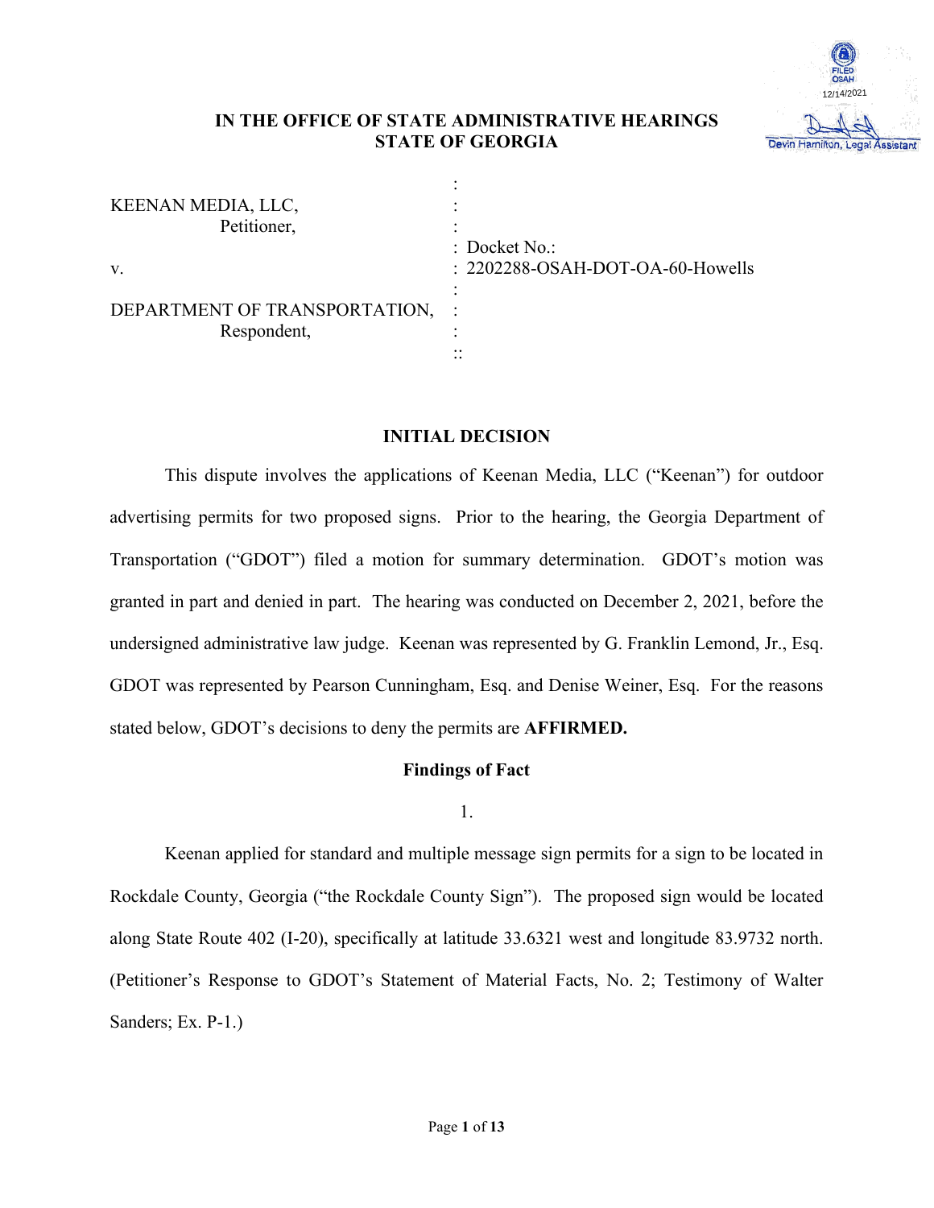FILED OSAH 12/14/2021 Devin Hamilton, Legal Assistant

# IN THE OFFICE OF STATE ADMINISTRATIVE HEARINGS
# STATE OF GEORGIA

KEENAN MEDIA, LLC,
Petitioner,

v.

DEPARTMENT OF TRANSPORTATION,
Respondent,

Docket No.:
2202288-OSAH-DOT-OA-60-Howells

## INITIAL DECISION

This dispute involves the applications of Keenan Media, LLC ("Keenan") for outdoor advertising permits for two proposed signs. Prior to the hearing, the Georgia Department of Transportation ("GDOT") filed a motion for summary determination. GDOT's motion was granted in part and denied in part. The hearing was conducted on December 2, 2021, before the undersigned administrative law judge. Keenan was represented by G. Franklin Lemond, Jr., Esq. GDOT was represented by Pearson Cunningham, Esq. and Denise Weiner, Esq. For the reasons stated below, GDOT's decisions to deny the permits are **AFFIRMED.**

## Findings of Fact

1.

Keenan applied for standard and multiple message sign permits for a sign to be located in Rockdale County, Georgia ("the Rockdale County Sign"). The proposed sign would be located along State Route 402 (I-20), specifically at latitude 33.6321 west and longitude 83.9732 north. (Petitioner's Response to GDOT's Statement of Material Facts, No. 2; Testimony of Walter Sanders; Ex. P-1.)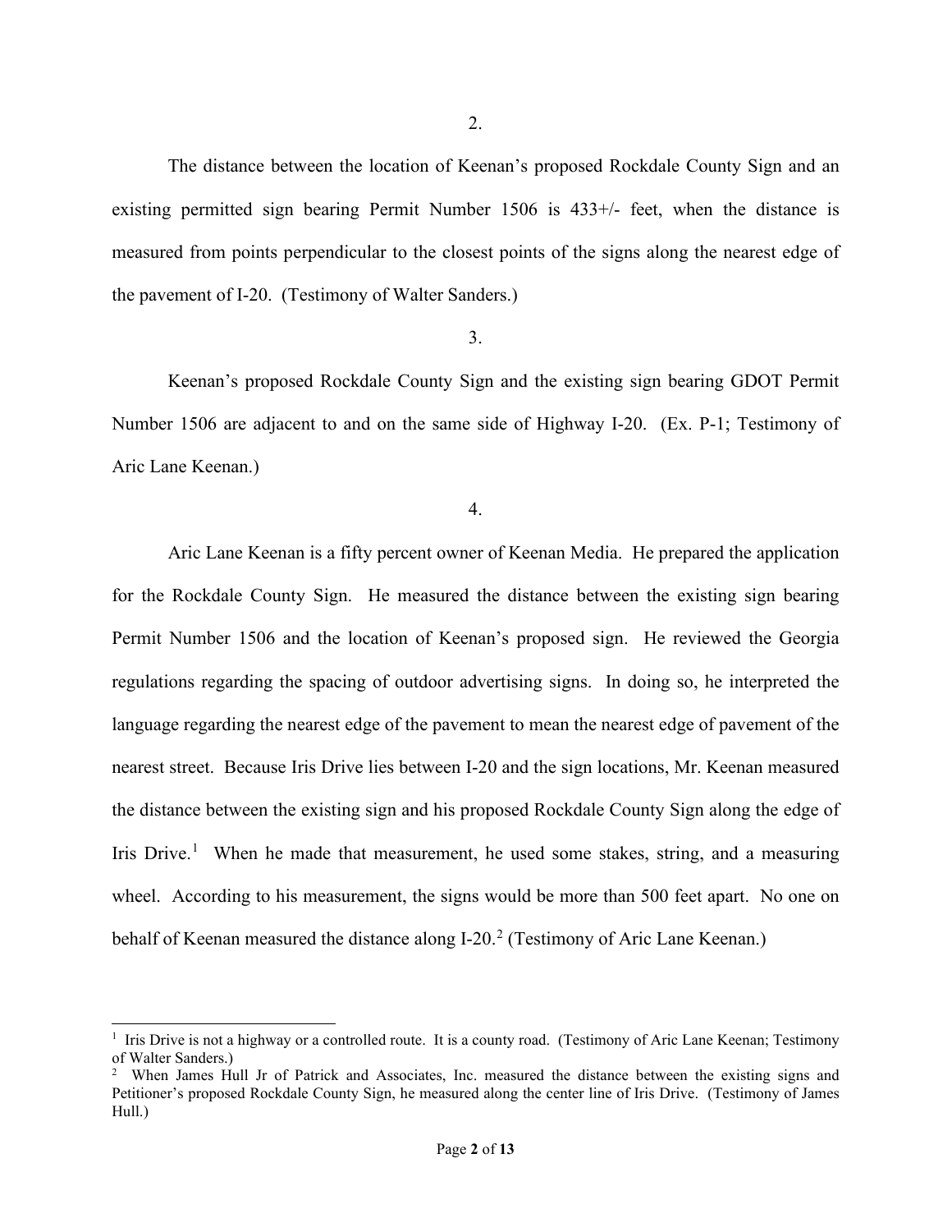2.

The distance between the location of Keenan's proposed Rockdale County Sign and an existing permitted sign bearing Permit Number 1506 is 433+/- feet, when the distance is measured from points perpendicular to the closest points of the signs along the nearest edge of the pavement of I-20. (Testimony of Walter Sanders.)

3.

Keenan's proposed Rockdale County Sign and the existing sign bearing GDOT Permit Number 1506 are adjacent to and on the same side of Highway I-20. (Ex. P-1; Testimony of Aric Lane Keenan.)

4.

Aric Lane Keenan is a fifty percent owner of Keenan Media. He prepared the application for the Rockdale County Sign. He measured the distance between the existing sign bearing Permit Number 1506 and the location of Keenan's proposed sign. He reviewed the Georgia regulations regarding the spacing of outdoor advertising signs. In doing so, he interpreted the language regarding the nearest edge of the pavement to mean the nearest edge of pavement of the nearest street. Because Iris Drive lies between I-20 and the sign locations, Mr. Keenan measured the distance between the existing sign and his proposed Rockdale County Sign along the edge of Iris Drive.[1] When he made that measurement, he used some stakes, string, and a measuring wheel. According to his measurement, the signs would be more than 500 feet apart. No one on behalf of Keenan measured the distance along I-20.[2] (Testimony of Aric Lane Keenan.)

---

[1] Iris Drive is not a highway or a controlled route. It is a county road. (Testimony of Aric Lane Keenan; Testimony of Walter Sanders.)

[2] When James Hull Jr of Patrick and Associates, Inc. measured the distance between the existing signs and Petitioner's proposed Rockdale County Sign, he measured along the center line of Iris Drive. (Testimony of James Hull.)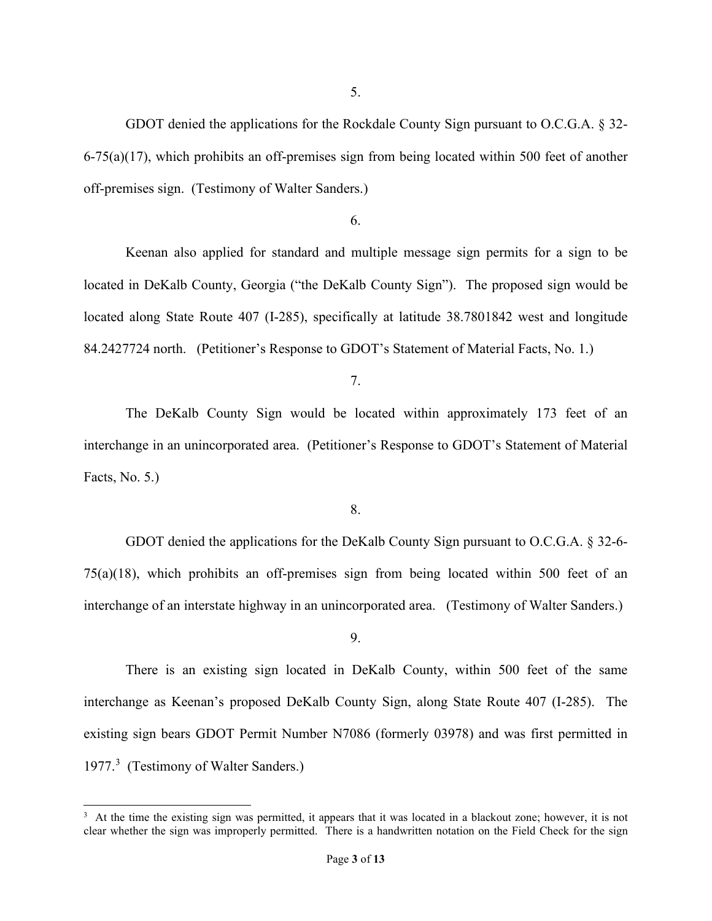5.

GDOT denied the applications for the Rockdale County Sign pursuant to O.C.G.A. § 32-6-75(a)(17), which prohibits an off-premises sign from being located within 500 feet of another off-premises sign. (Testimony of Walter Sanders.)

6.

Keenan also applied for standard and multiple message sign permits for a sign to be located in DeKalb County, Georgia ("the DeKalb County Sign"). The proposed sign would be located along State Route 407 (I-285), specifically at latitude 38.7801842 west and longitude 84.2427724 north. (Petitioner's Response to GDOT's Statement of Material Facts, No. 1.)

7.

The DeKalb County Sign would be located within approximately 173 feet of an interchange in an unincorporated area. (Petitioner's Response to GDOT's Statement of Material Facts, No. 5.)

8.

GDOT denied the applications for the DeKalb County Sign pursuant to O.C.G.A. § 32-6-75(a)(18), which prohibits an off-premises sign from being located within 500 feet of an interchange of an interstate highway in an unincorporated area. (Testimony of Walter Sanders.)

9.

There is an existing sign located in DeKalb County, within 500 feet of the same interchange as Keenan's proposed DeKalb County Sign, along State Route 407 (I-285). The existing sign bears GDOT Permit Number N7086 (formerly 03978) and was first permitted in 1977.[3] (Testimony of Walter Sanders.)

---

[3] At the time the existing sign was permitted, it appears that it was located in a blackout zone; however, it is not clear whether the sign was improperly permitted. There is a handwritten notation on the Field Check for the sign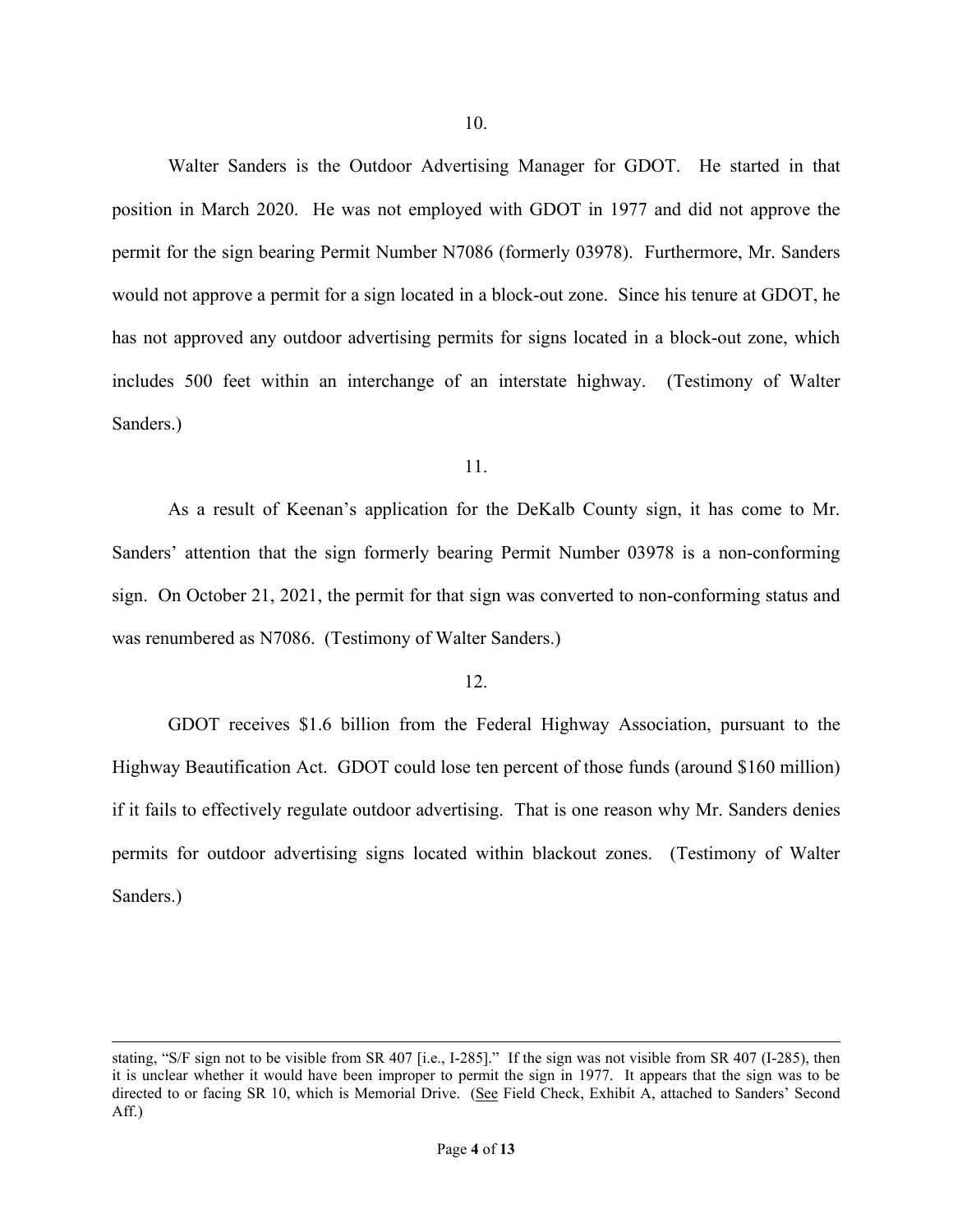10.

Walter Sanders is the Outdoor Advertising Manager for GDOT. He started in that position in March 2020. He was not employed with GDOT in 1977 and did not approve the permit for the sign bearing Permit Number N7086 (formerly 03978). Furthermore, Mr. Sanders would not approve a permit for a sign located in a block-out zone. Since his tenure at GDOT, he has not approved any outdoor advertising permits for signs located in a block-out zone, which includes 500 feet within an interchange of an interstate highway. (Testimony of Walter Sanders.)

11.

As a result of Keenan's application for the DeKalb County sign, it has come to Mr. Sanders' attention that the sign formerly bearing Permit Number 03978 is a non-conforming sign. On October 21, 2021, the permit for that sign was converted to non-conforming status and was renumbered as N7086. (Testimony of Walter Sanders.)

12.

GDOT receives $1.6 billion from the Federal Highway Association, pursuant to the Highway Beautification Act. GDOT could lose ten percent of those funds (around $160 million) if it fails to effectively regulate outdoor advertising. That is one reason why Mr. Sanders denies permits for outdoor advertising signs located within blackout zones. (Testimony of Walter Sanders.)

---

stating, "S/F sign not to be visible from SR 407 [i.e., I-285]." If the sign was not visible from SR 407 (I-285), then it is unclear whether it would have been improper to permit the sign in 1977. It appears that the sign was to be directed to or facing SR 10, which is Memorial Drive. (See Field Check, Exhibit A, attached to Sanders' Second Aff.)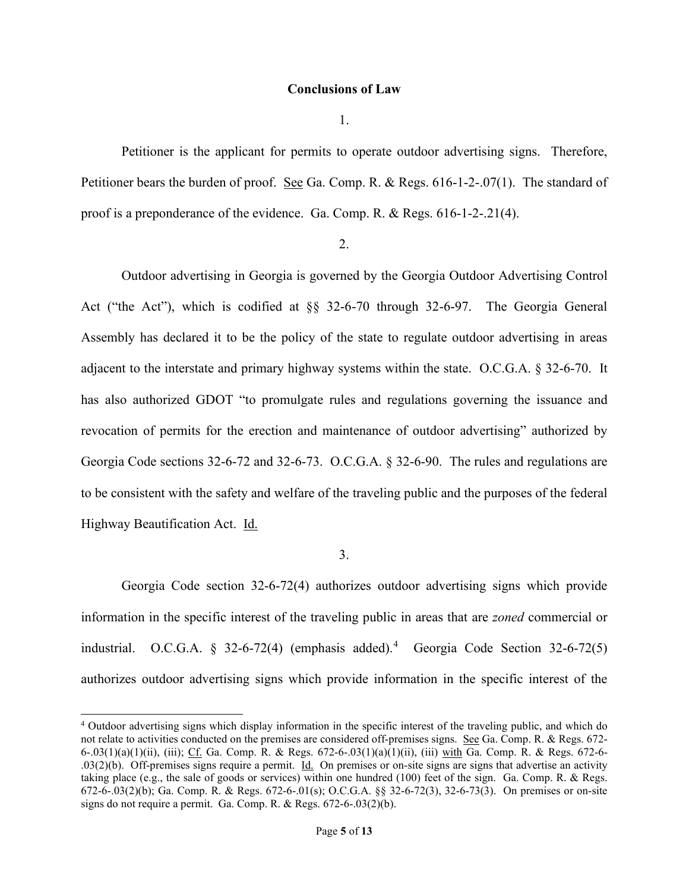**Conclusions of Law**

1.

Petitioner is the applicant for permits to operate outdoor advertising signs. Therefore, Petitioner bears the burden of proof. See Ga. Comp. R. & Regs. 616-1-2-.07(1). The standard of proof is a preponderance of the evidence. Ga. Comp. R. & Regs. 616-1-2-.21(4).

2.

Outdoor advertising in Georgia is governed by the Georgia Outdoor Advertising Control Act ("the Act"), which is codified at §§ 32-6-70 through 32-6-97. The Georgia General Assembly has declared it to be the policy of the state to regulate outdoor advertising in areas adjacent to the interstate and primary highway systems within the state. O.C.G.A. § 32-6-70. It has also authorized GDOT "to promulgate rules and regulations governing the issuance and revocation of permits for the erection and maintenance of outdoor advertising" authorized by Georgia Code sections 32-6-72 and 32-6-73. O.C.G.A. § 32-6-90. The rules and regulations are to be consistent with the safety and welfare of the traveling public and the purposes of the federal Highway Beautification Act. Id.

3.

Georgia Code section 32-6-72(4) authorizes outdoor advertising signs which provide information in the specific interest of the traveling public in areas that are *zoned* commercial or industrial. O.C.G.A. § 32-6-72(4) (emphasis added).[4] Georgia Code Section 32-6-72(5) authorizes outdoor advertising signs which provide information in the specific interest of the

[4] Outdoor advertising signs which display information in the specific interest of the traveling public, and which do not relate to activities conducted on the premises are considered off-premises signs. See Ga. Comp. R. & Regs. 672-6-.03(1)(a)(1)(ii), (iii); Cf. Ga. Comp. R. & Regs. 672-6-.03(1)(a)(1)(ii), (iii) with Ga. Comp. R. & Regs. 672-6-.03(2)(b). Off-premises signs require a permit. Id. On premises or on-site signs are signs that advertise an activity taking place (e.g., the sale of goods or services) within one hundred (100) feet of the sign. Ga. Comp. R. & Regs. 672-6-.03(2)(b); Ga. Comp. R. & Regs. 672-6-.01(s); O.C.G.A. §§ 32-6-72(3), 32-6-73(3). On premises or on-site signs do not require a permit. Ga. Comp. R. & Regs. 672-6-.03(2)(b).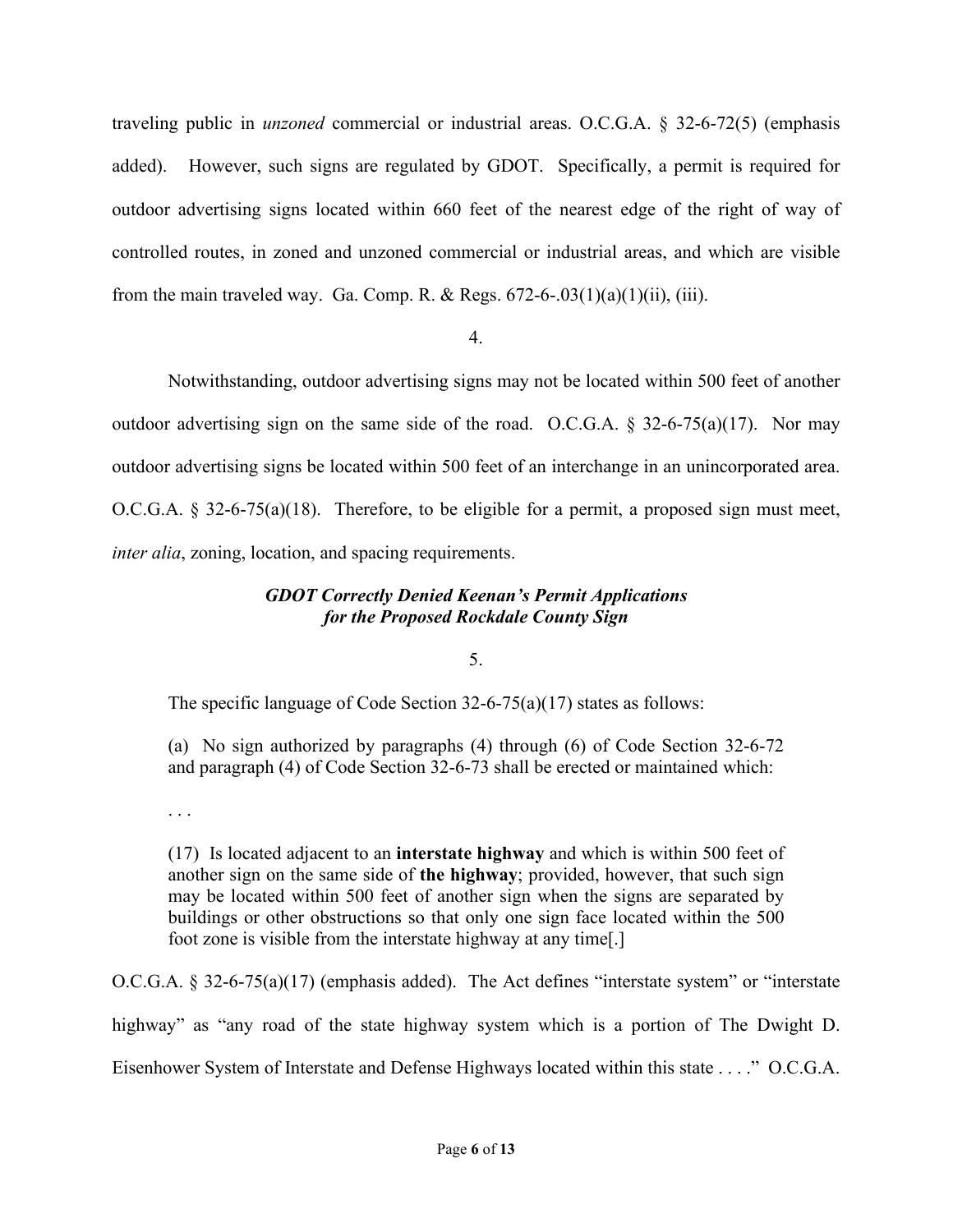traveling public in *unzoned* commercial or industrial areas. O.C.G.A. § 32-6-72(5) (emphasis added). However, such signs are regulated by GDOT. Specifically, a permit is required for outdoor advertising signs located within 660 feet of the nearest edge of the right of way of controlled routes, in zoned and unzoned commercial or industrial areas, and which are visible from the main traveled way. Ga. Comp. R. & Regs. 672-6-.03(1)(a)(1)(ii), (iii).

4.

Notwithstanding, outdoor advertising signs may not be located within 500 feet of another outdoor advertising sign on the same side of the road. O.C.G.A. § 32-6-75(a)(17). Nor may outdoor advertising signs be located within 500 feet of an interchange in an unincorporated area. O.C.G.A. § 32-6-75(a)(18). Therefore, to be eligible for a permit, a proposed sign must meet, *inter alia*, zoning, location, and spacing requirements.

***GDOT Correctly Denied Keenan's Permit Applications for the Proposed Rockdale County Sign***

5.

The specific language of Code Section 32-6-75(a)(17) states as follows:

> (a) No sign authorized by paragraphs (4) through (6) of Code Section 32-6-72 and paragraph (4) of Code Section 32-6-73 shall be erected or maintained which:
>
> . . .
>
> (17) Is located adjacent to an **interstate highway** and which is within 500 feet of another sign on the same side of **the highway**; provided, however, that such sign may be located within 500 feet of another sign when the signs are separated by buildings or other obstructions so that only one sign face located within the 500 foot zone is visible from the interstate highway at any time[.]

O.C.G.A. § 32-6-75(a)(17) (emphasis added). The Act defines "interstate system" or "interstate highway" as "any road of the state highway system which is a portion of The Dwight D. Eisenhower System of Interstate and Defense Highways located within this state . . . ." O.C.G.A.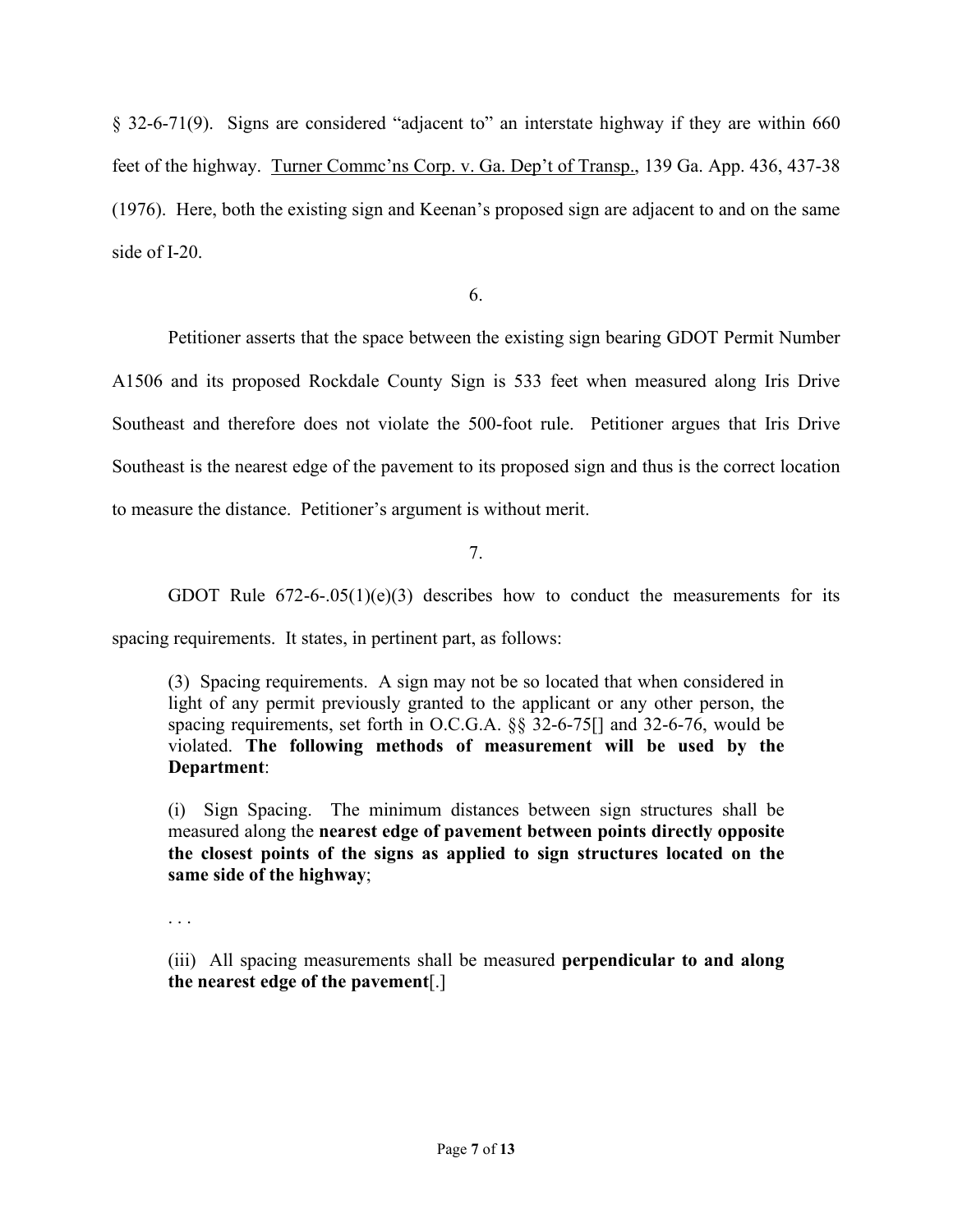§ 32-6-71(9). Signs are considered "adjacent to" an interstate highway if they are within 660 feet of the highway. Turner Commc'ns Corp. v. Ga. Dep't of Transp., 139 Ga. App. 436, 437-38 (1976). Here, both the existing sign and Keenan's proposed sign are adjacent to and on the same side of I-20.

6.

Petitioner asserts that the space between the existing sign bearing GDOT Permit Number A1506 and its proposed Rockdale County Sign is 533 feet when measured along Iris Drive Southeast and therefore does not violate the 500-foot rule. Petitioner argues that Iris Drive Southeast is the nearest edge of the pavement to its proposed sign and thus is the correct location to measure the distance. Petitioner's argument is without merit.

7.

GDOT Rule 672-6-.05(1)(e)(3) describes how to conduct the measurements for its spacing requirements. It states, in pertinent part, as follows:

> (3) Spacing requirements. A sign may not be so located that when considered in light of any permit previously granted to the applicant or any other person, the spacing requirements, set forth in O.C.G.A. §§ 32-6-75[] and 32-6-76, would be violated. **The following methods of measurement will be used by the Department**:
>
> (i) Sign Spacing. The minimum distances between sign structures shall be measured along the **nearest edge of pavement between points directly opposite the closest points of the signs as applied to sign structures located on the same side of the highway**;
>
> . . .
>
> (iii) All spacing measurements shall be measured **perpendicular to and along the nearest edge of the pavement**[.]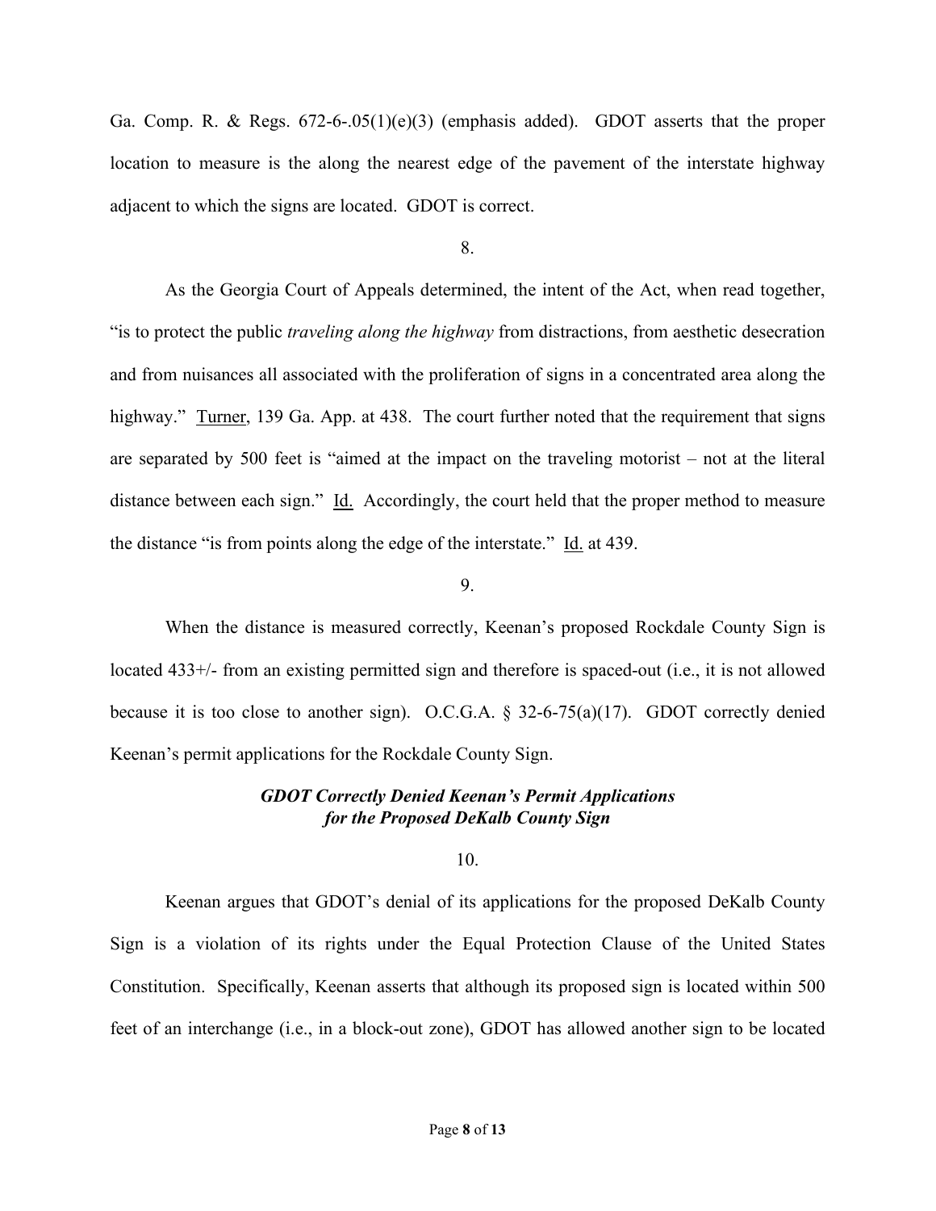Ga. Comp. R. & Regs. 672-6-.05(1)(e)(3) (emphasis added). GDOT asserts that the proper location to measure is the along the nearest edge of the pavement of the interstate highway adjacent to which the signs are located. GDOT is correct.

8.

As the Georgia Court of Appeals determined, the intent of the Act, when read together, "is to protect the public *traveling along the highway* from distractions, from aesthetic desecration and from nuisances all associated with the proliferation of signs in a concentrated area along the highway." Turner, 139 Ga. App. at 438. The court further noted that the requirement that signs are separated by 500 feet is "aimed at the impact on the traveling motorist – not at the literal distance between each sign." Id. Accordingly, the court held that the proper method to measure the distance "is from points along the edge of the interstate." Id. at 439.

9.

When the distance is measured correctly, Keenan's proposed Rockdale County Sign is located 433+/- from an existing permitted sign and therefore is spaced-out (i.e., it is not allowed because it is too close to another sign). O.C.G.A. § 32-6-75(a)(17). GDOT correctly denied Keenan's permit applications for the Rockdale County Sign.

***GDOT Correctly Denied Keenan's Permit Applications for the Proposed DeKalb County Sign***

10.

Keenan argues that GDOT's denial of its applications for the proposed DeKalb County Sign is a violation of its rights under the Equal Protection Clause of the United States Constitution. Specifically, Keenan asserts that although its proposed sign is located within 500 feet of an interchange (i.e., in a block-out zone), GDOT has allowed another sign to be located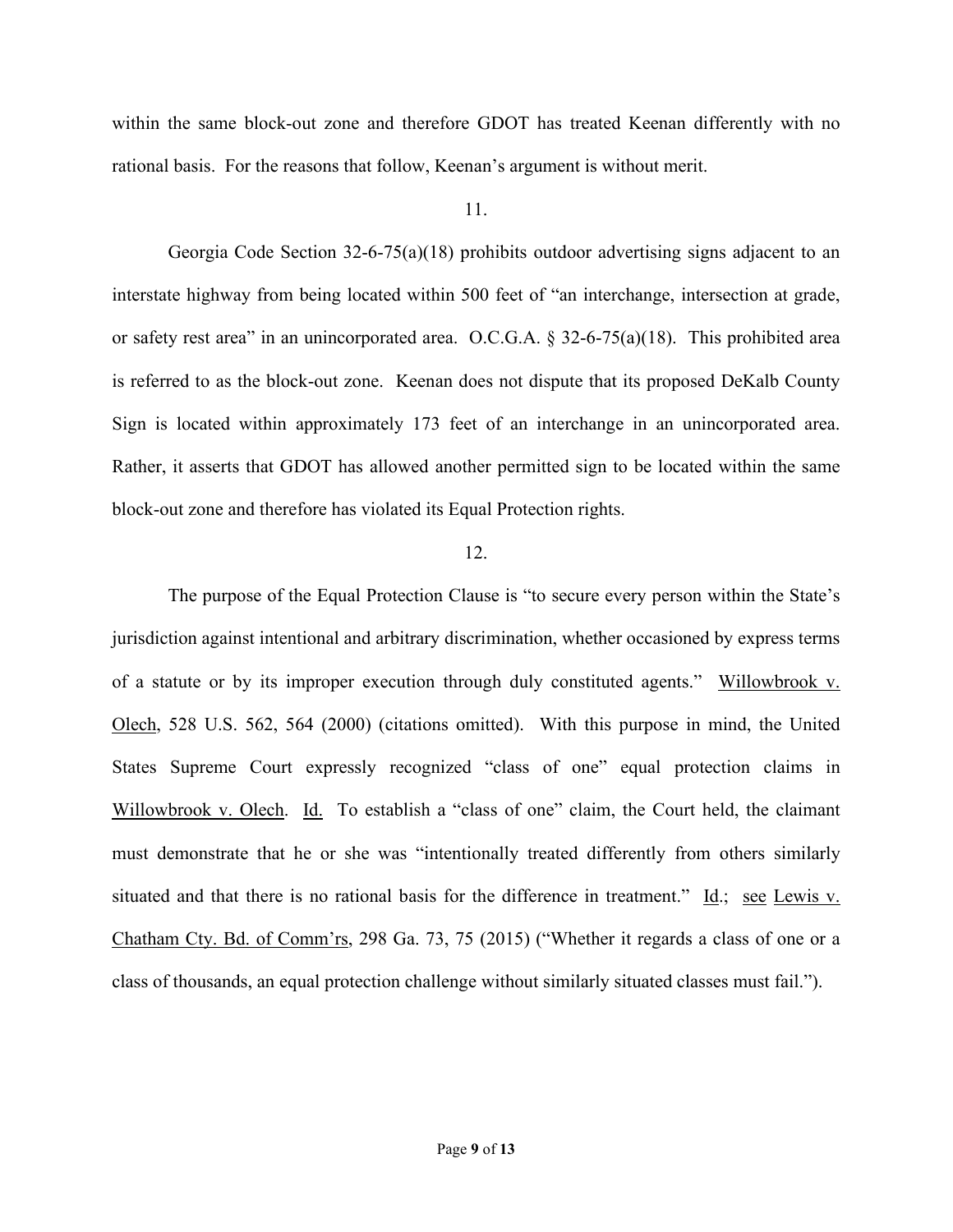within the same block-out zone and therefore GDOT has treated Keenan differently with no rational basis. For the reasons that follow, Keenan's argument is without merit.

11.

Georgia Code Section 32-6-75(a)(18) prohibits outdoor advertising signs adjacent to an interstate highway from being located within 500 feet of "an interchange, intersection at grade, or safety rest area" in an unincorporated area. O.C.G.A. § 32-6-75(a)(18). This prohibited area is referred to as the block-out zone. Keenan does not dispute that its proposed DeKalb County Sign is located within approximately 173 feet of an interchange in an unincorporated area. Rather, it asserts that GDOT has allowed another permitted sign to be located within the same block-out zone and therefore has violated its Equal Protection rights.

12.

The purpose of the Equal Protection Clause is "to secure every person within the State's jurisdiction against intentional and arbitrary discrimination, whether occasioned by express terms of a statute or by its improper execution through duly constituted agents." Willowbrook v. Olech, 528 U.S. 562, 564 (2000) (citations omitted). With this purpose in mind, the United States Supreme Court expressly recognized "class of one" equal protection claims in Willowbrook v. Olech. Id. To establish a "class of one" claim, the Court held, the claimant must demonstrate that he or she was "intentionally treated differently from others similarly situated and that there is no rational basis for the difference in treatment." Id.; see Lewis v. Chatham Cty. Bd. of Comm'rs, 298 Ga. 73, 75 (2015) ("Whether it regards a class of one or a class of thousands, an equal protection challenge without similarly situated classes must fail.").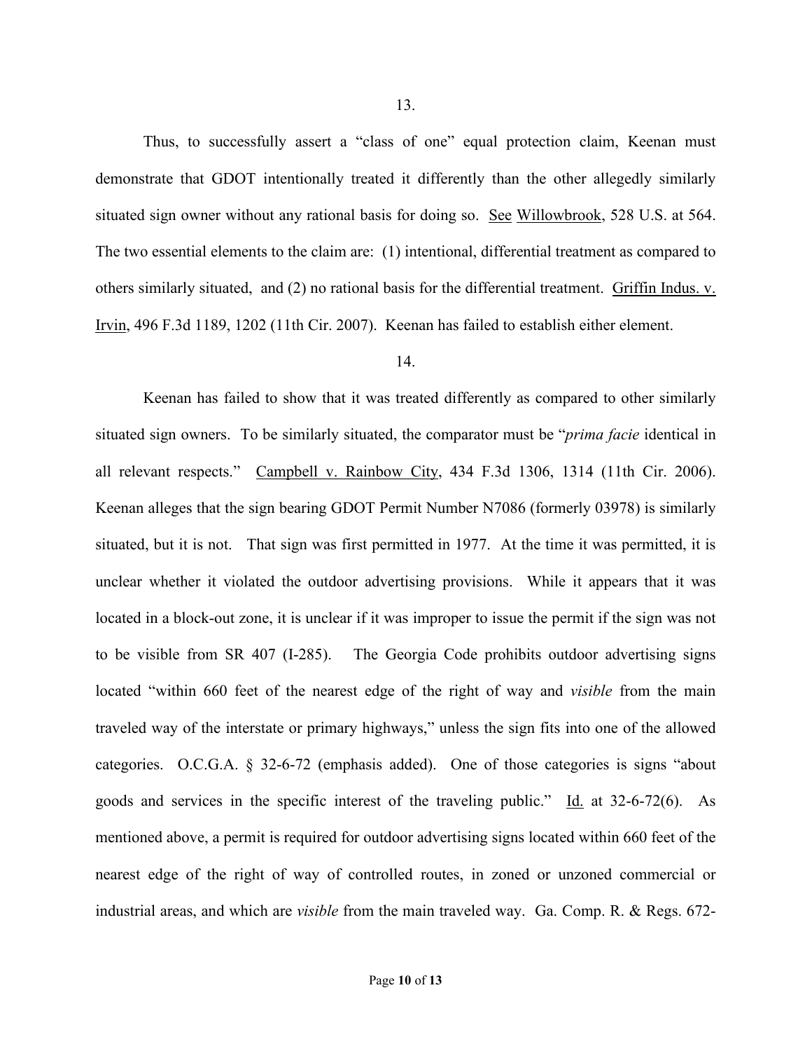13.

Thus, to successfully assert a "class of one" equal protection claim, Keenan must demonstrate that GDOT intentionally treated it differently than the other allegedly similarly situated sign owner without any rational basis for doing so. See Willowbrook, 528 U.S. at 564. The two essential elements to the claim are: (1) intentional, differential treatment as compared to others similarly situated, and (2) no rational basis for the differential treatment. Griffin Indus. v. Irvin, 496 F.3d 1189, 1202 (11th Cir. 2007). Keenan has failed to establish either element.

14.

Keenan has failed to show that it was treated differently as compared to other similarly situated sign owners. To be similarly situated, the comparator must be "*prima facie* identical in all relevant respects." Campbell v. Rainbow City, 434 F.3d 1306, 1314 (11th Cir. 2006). Keenan alleges that the sign bearing GDOT Permit Number N7086 (formerly 03978) is similarly situated, but it is not. That sign was first permitted in 1977. At the time it was permitted, it is unclear whether it violated the outdoor advertising provisions. While it appears that it was located in a block-out zone, it is unclear if it was improper to issue the permit if the sign was not to be visible from SR 407 (I-285). The Georgia Code prohibits outdoor advertising signs located "within 660 feet of the nearest edge of the right of way and *visible* from the main traveled way of the interstate or primary highways," unless the sign fits into one of the allowed categories. O.C.G.A. § 32-6-72 (emphasis added). One of those categories is signs "about goods and services in the specific interest of the traveling public." Id. at 32-6-72(6). As mentioned above, a permit is required for outdoor advertising signs located within 660 feet of the nearest edge of the right of way of controlled routes, in zoned or unzoned commercial or industrial areas, and which are *visible* from the main traveled way. Ga. Comp. R. & Regs. 672-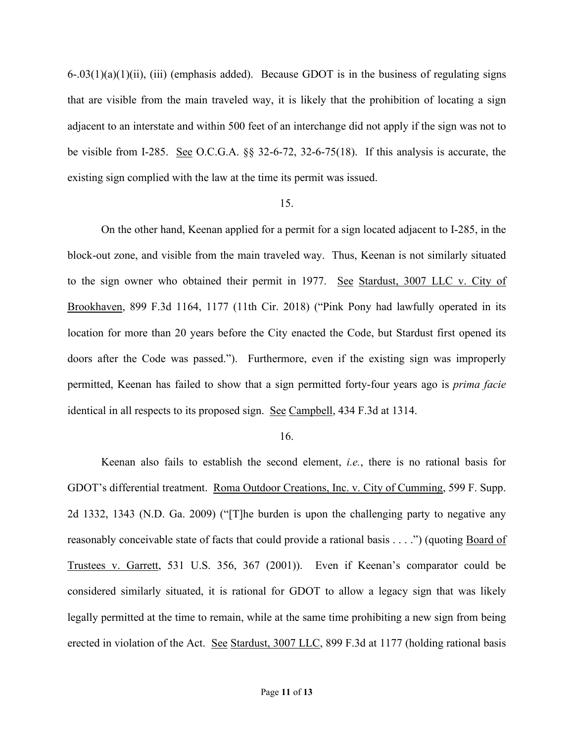6-.03(1)(a)(1)(ii), (iii) (emphasis added). Because GDOT is in the business of regulating signs that are visible from the main traveled way, it is likely that the prohibition of locating a sign adjacent to an interstate and within 500 feet of an interchange did not apply if the sign was not to be visible from I-285. See O.C.G.A. §§ 32-6-72, 32-6-75(18). If this analysis is accurate, the existing sign complied with the law at the time its permit was issued.

15.

On the other hand, Keenan applied for a permit for a sign located adjacent to I-285, in the block-out zone, and visible from the main traveled way. Thus, Keenan is not similarly situated to the sign owner who obtained their permit in 1977. See Stardust, 3007 LLC v. City of Brookhaven, 899 F.3d 1164, 1177 (11th Cir. 2018) ("Pink Pony had lawfully operated in its location for more than 20 years before the City enacted the Code, but Stardust first opened its doors after the Code was passed."). Furthermore, even if the existing sign was improperly permitted, Keenan has failed to show that a sign permitted forty-four years ago is *prima facie* identical in all respects to its proposed sign. See Campbell, 434 F.3d at 1314.

16.

Keenan also fails to establish the second element, *i.e.*, there is no rational basis for GDOT's differential treatment. Roma Outdoor Creations, Inc. v. City of Cumming, 599 F. Supp. 2d 1332, 1343 (N.D. Ga. 2009) ("[T]he burden is upon the challenging party to negative any reasonably conceivable state of facts that could provide a rational basis . . . .") (quoting Board of Trustees v. Garrett, 531 U.S. 356, 367 (2001)). Even if Keenan's comparator could be considered similarly situated, it is rational for GDOT to allow a legacy sign that was likely legally permitted at the time to remain, while at the same time prohibiting a new sign from being erected in violation of the Act. See Stardust, 3007 LLC, 899 F.3d at 1177 (holding rational basis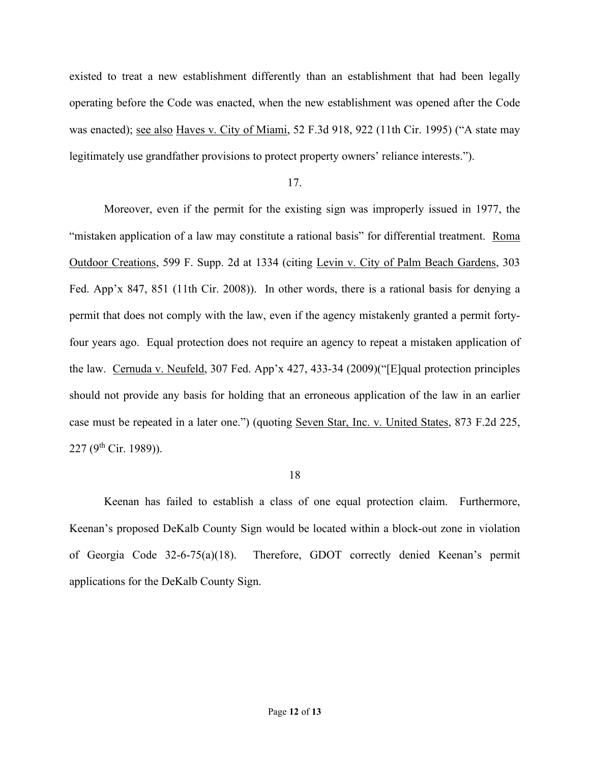existed to treat a new establishment differently than an establishment that had been legally operating before the Code was enacted, when the new establishment was opened after the Code was enacted); see also Haves v. City of Miami, 52 F.3d 918, 922 (11th Cir. 1995) ("A state may legitimately use grandfather provisions to protect property owners' reliance interests.").

17.

Moreover, even if the permit for the existing sign was improperly issued in 1977, the "mistaken application of a law may constitute a rational basis" for differential treatment. Roma Outdoor Creations, 599 F. Supp. 2d at 1334 (citing Levin v. City of Palm Beach Gardens, 303 Fed. App'x 847, 851 (11th Cir. 2008)). In other words, there is a rational basis for denying a permit that does not comply with the law, even if the agency mistakenly granted a permit forty-four years ago. Equal protection does not require an agency to repeat a mistaken application of the law. Cernuda v. Neufeld, 307 Fed. App'x 427, 433-34 (2009)("[E]qual protection principles should not provide any basis for holding that an erroneous application of the law in an earlier case must be repeated in a later one.") (quoting Seven Star, Inc. v. United States, 873 F.2d 225, 227 (9th Cir. 1989)).

18

Keenan has failed to establish a class of one equal protection claim. Furthermore, Keenan's proposed DeKalb County Sign would be located within a block-out zone in violation of Georgia Code 32-6-75(a)(18). Therefore, GDOT correctly denied Keenan's permit applications for the DeKalb County Sign.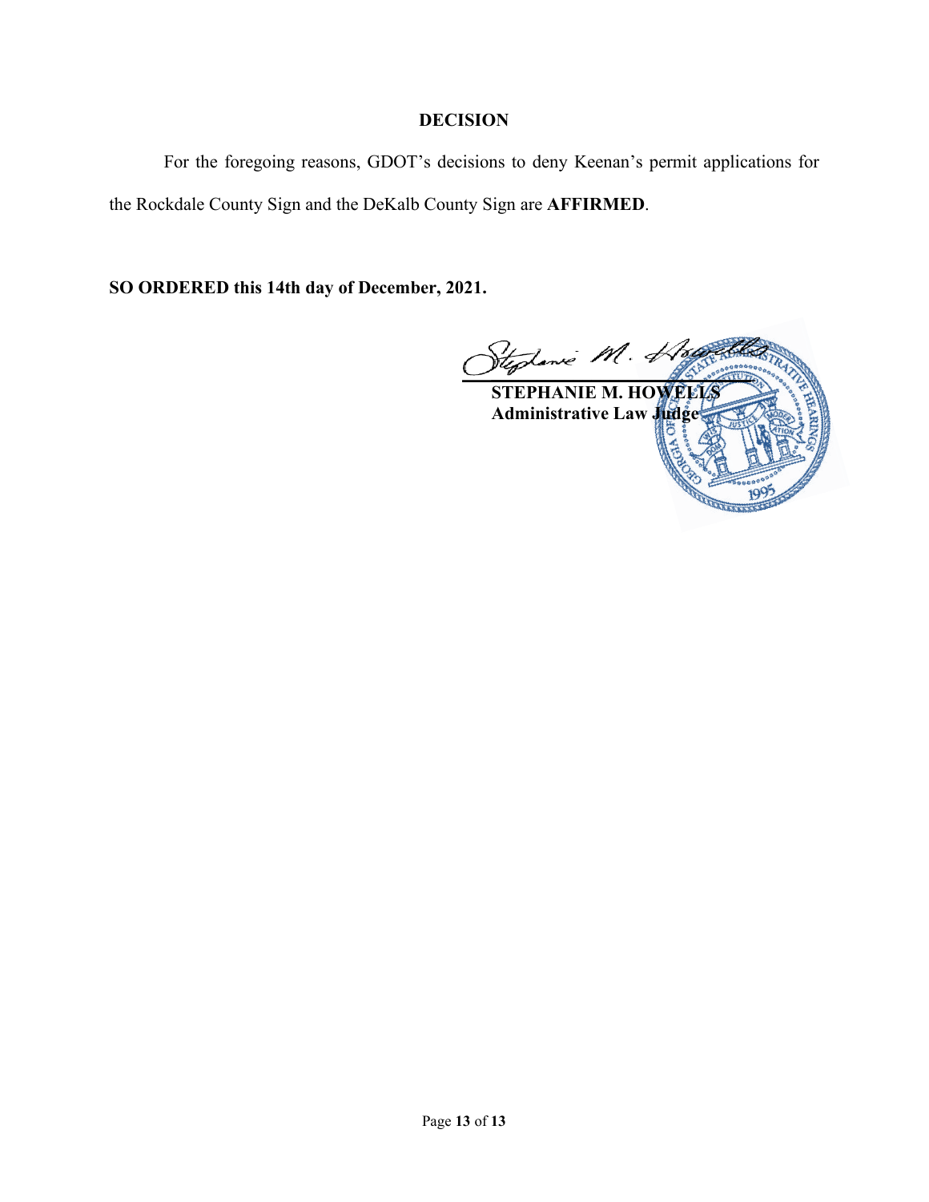## DECISION

For the foregoing reasons, GDOT's decisions to deny Keenan's permit applications for the Rockdale County Sign and the DeKalb County Sign are **AFFIRMED**.

**SO ORDERED this 14th day of December, 2021.**

**STEPHANIE M. HOWELLS**
**Administrative Law Judge**